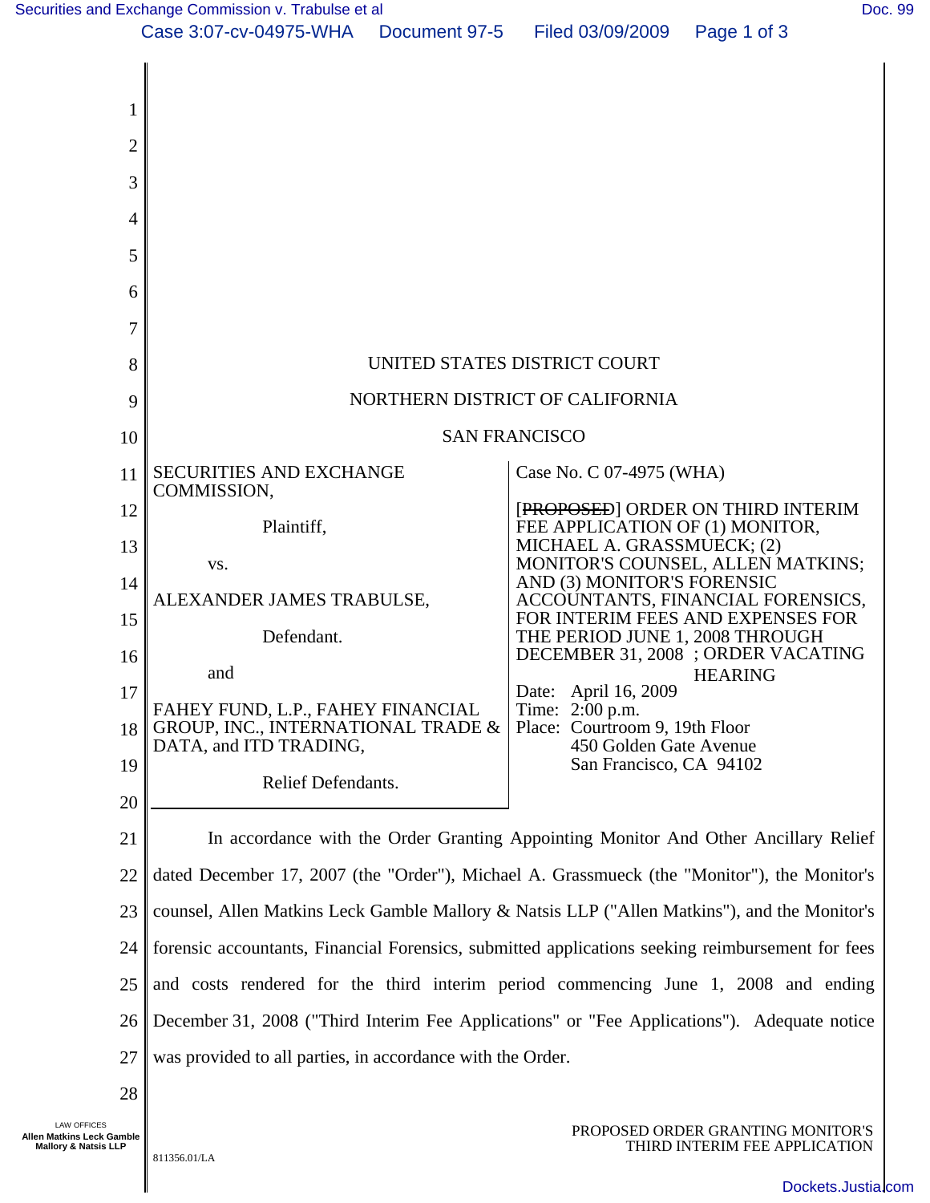UNITED STATES DISTRICT COURT

NORTHERN DISTRICT OF CALIFORNIA

SAN FRANCISCO

| | |
|---|---|
| SECURITIES AND EXCHANGE COMMISSION,<br><br>Plaintiff,<br><br>vs.<br><br>ALEXANDER JAMES TRABULSE,<br><br>Defendant.<br><br>and<br><br>FAHEY FUND, L.P., FAHEY FINANCIAL GROUP, INC., INTERNATIONAL TRADE & DATA, and ITD TRADING,<br><br>Relief Defendants. | Case No. C 07-4975 (WHA)<br><br>[~~PROPOSED~~] ORDER ON THIRD INTERIM FEE APPLICATION OF (1) MONITOR, MICHAEL A. GRASSMUECK; (2) MONITOR'S COUNSEL, ALLEN MATKINS; AND (3) MONITOR'S FORENSIC ACCOUNTANTS, FINANCIAL FORENSICS, FOR INTERIM FEES AND EXPENSES FOR THE PERIOD JUNE 1, 2008 THROUGH DECEMBER 31, 2008 ; ORDER VACATING HEARING<br><br>Date: April 16, 2009<br>Time: 2:00 p.m.<br>Place: Courtroom 9, 19th Floor<br>450 Golden Gate Avenue<br>San Francisco, CA 94102 |

In accordance with the Order Granting Appointing Monitor And Other Ancillary Relief dated December 17, 2007 (the "Order"), Michael A. Grassmueck (the "Monitor"), the Monitor's counsel, Allen Matkins Leck Gamble Mallory & Natsis LLP ("Allen Matkins"), and the Monitor's forensic accountants, Financial Forensics, submitted applications seeking reimbursement for fees and costs rendered for the third interim period commencing June 1, 2008 and ending December 31, 2008 ("Third Interim Fee Applications" or "Fee Applications"). Adequate notice was provided to all parties, in accordance with the Order.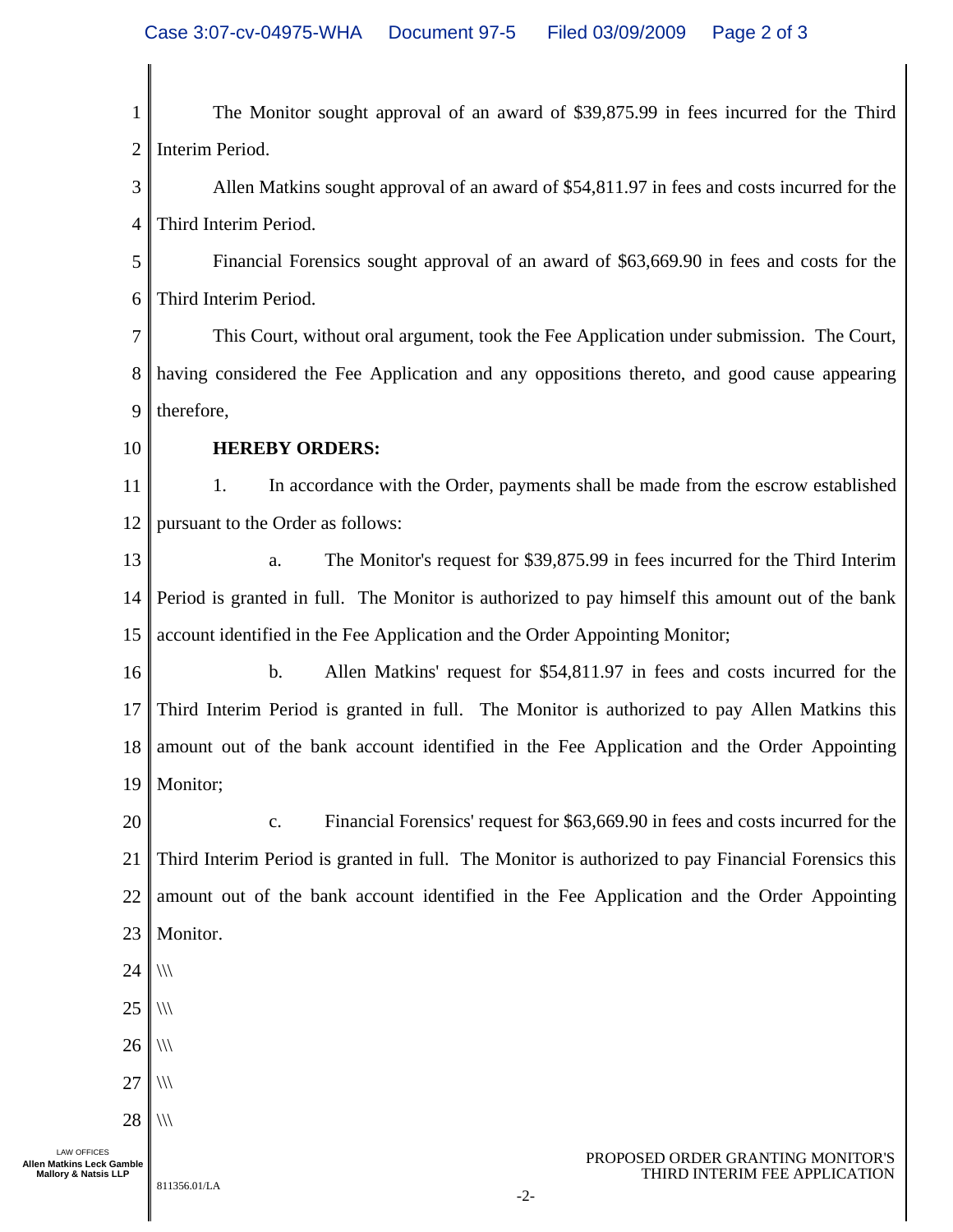The Monitor sought approval of an award of $39,875.99 in fees incurred for the Third Interim Period.

Allen Matkins sought approval of an award of $54,811.97 in fees and costs incurred for the Third Interim Period.

Financial Forensics sought approval of an award of $63,669.90 in fees and costs for the Third Interim Period.

This Court, without oral argument, took the Fee Application under submission. The Court, having considered the Fee Application and any oppositions thereto, and good cause appearing therefore,

**HEREBY ORDERS:**

1. In accordance with the Order, payments shall be made from the escrow established pursuant to the Order as follows:

   a. The Monitor's request for $39,875.99 in fees incurred for the Third Interim Period is granted in full. The Monitor is authorized to pay himself this amount out of the bank account identified in the Fee Application and the Order Appointing Monitor;

   b. Allen Matkins' request for $54,811.97 in fees and costs incurred for the Third Interim Period is granted in full. The Monitor is authorized to pay Allen Matkins this amount out of the bank account identified in the Fee Application and the Order Appointing Monitor;

   c. Financial Forensics' request for $63,669.90 in fees and costs incurred for the Third Interim Period is granted in full. The Monitor is authorized to pay Financial Forensics this amount out of the bank account identified in the Fee Application and the Order Appointing Monitor.

\\\

\\\

\\\

\\\

\\\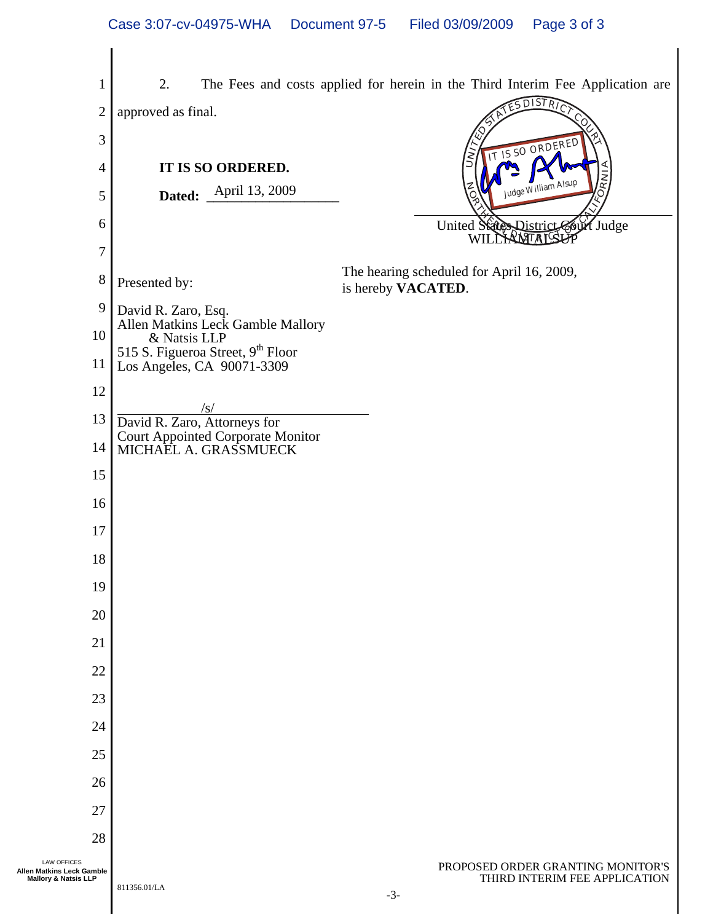2. The Fees and costs applied for herein in the Third Interim Fee Application are approved as final.

**IT IS SO ORDERED.**

**Dated:** April 13, 2009

IT IS SO ORDERED
Judge William Alsup

United States District Court Judge
WILLIAM ALSUP

The hearing scheduled for April 16, 2009, is hereby **VACATED**.

Presented by:

David R. Zaro, Esq.
Allen Matkins Leck Gamble Mallory & Natsis LLP
515 S. Figueroa Street, 9th Floor
Los Angeles, CA 90071-3309

/s/
David R. Zaro, Attorneys for
Court Appointed Corporate Monitor
MICHAEL A. GRASSMUECK

PROPOSED ORDER GRANTING MONITOR'S THIRD INTERIM FEE APPLICATION